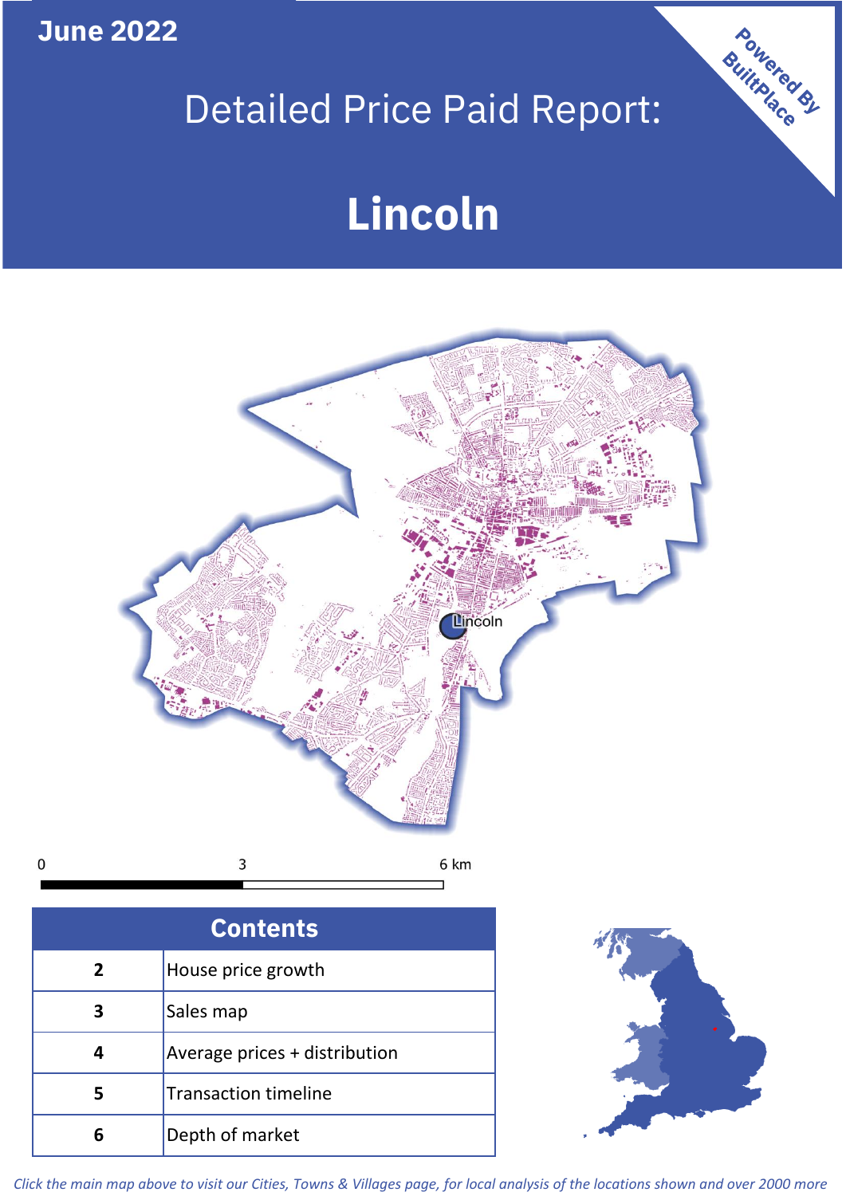June 2022

# Detailed Price Paid Report:

# Lincoln

Powered By BuiltPlace

Lincoln

0 3 6 km

| Contents | |
|---|---|
| 2 | House price growth |
| 3 | Sales map |
| 4 | Average prices + distribution |
| 5 | Transaction timeline |
| 6 | Depth of market |

*Click the main map above to visit our Cities, Towns & Villages page, for local analysis of the locations shown and over 2000 more*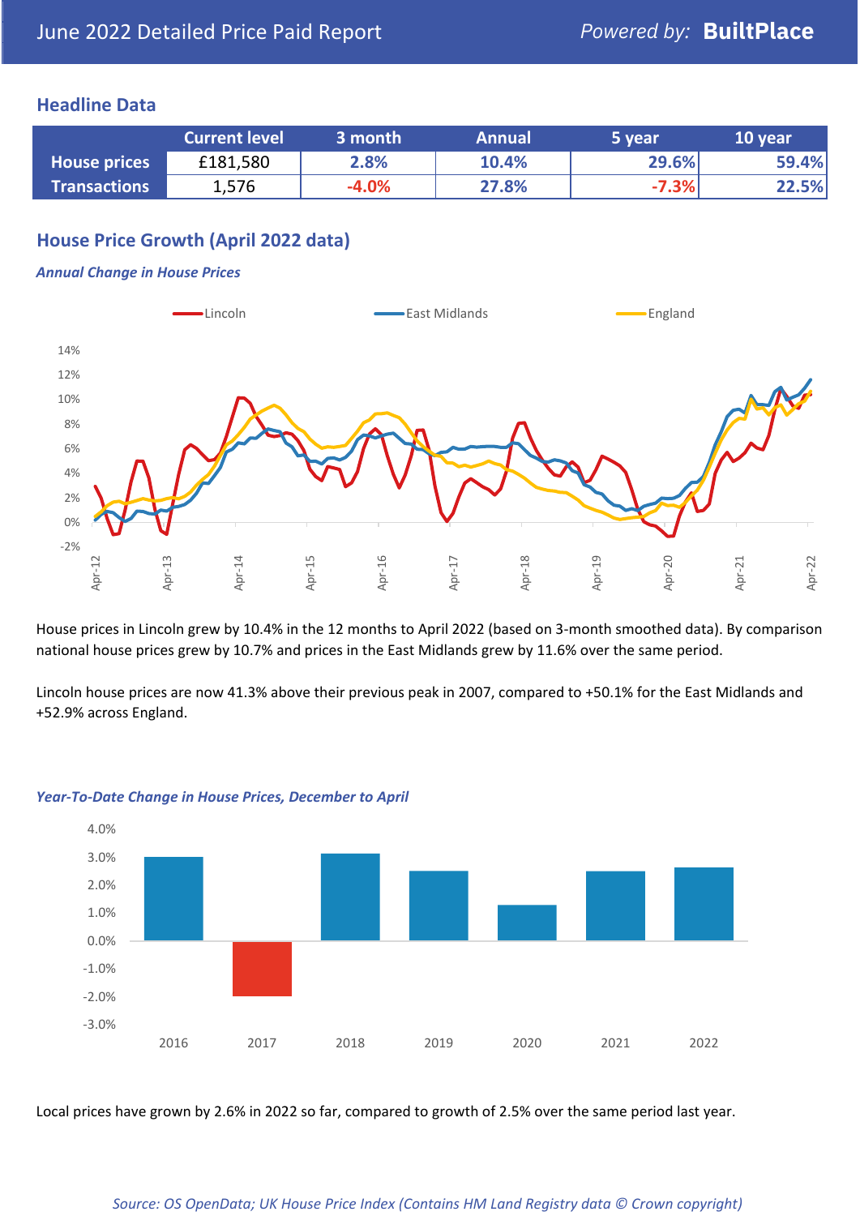# June 2022 Detailed Price Paid Report

Powered by: **BuiltPlace**

## Headline Data

| | Current level | 3 month | Annual | 5 year | 10 year |
|---|---|---|---|---|---|
| **House prices** | £181,580 | 2.8% | 10.4% | 29.6% | 59.4% |
| **Transactions** | 1,576 | -4.0% | 27.8% | -7.3% | 22.5% |

## House Price Growth (April 2022 data)

***Annual Change in House Prices***

House prices in Lincoln grew by 10.4% in the 12 months to April 2022 (based on 3-month smoothed data). By comparison national house prices grew by 10.7% and prices in the East Midlands grew by 11.6% over the same period.

Lincoln house prices are now 41.3% above their previous peak in 2007, compared to +50.1% for the East Midlands and +52.9% across England.

***Year-To-Date Change in House Prices, December to April***

Local prices have grown by 2.6% in 2022 so far, compared to growth of 2.5% over the same period last year.

*Source: OS OpenData; UK House Price Index (Contains HM Land Registry data © Crown copyright)*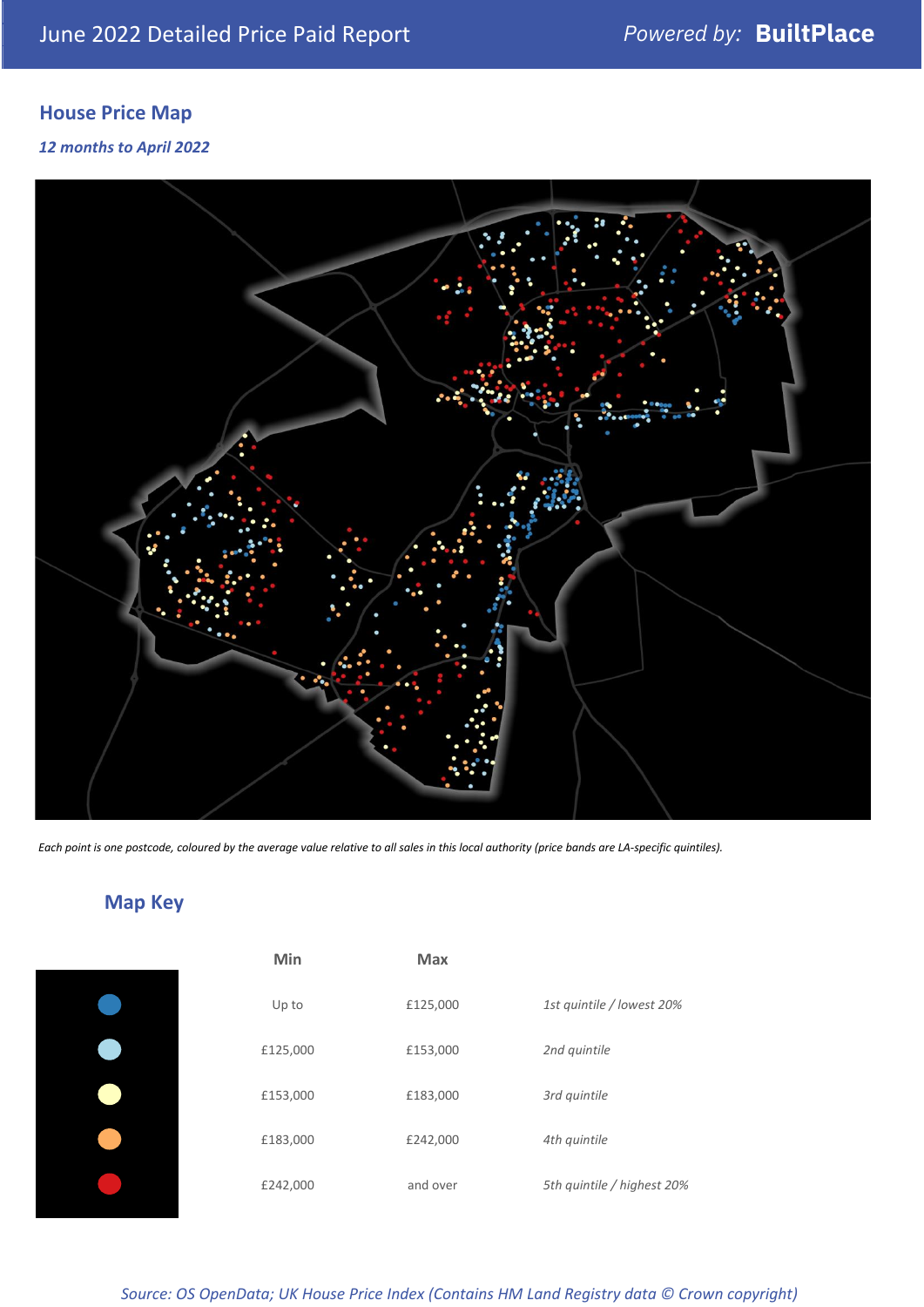June 2022 Detailed Price Paid Report

Powered by: **BuiltPlace**

## House Price Map

***12 months to April 2022***

*Each point is one postcode, coloured by the average value relative to all sales in this local authority (price bands are LA-specific quintiles).*

## Map Key

| | Min | Max | |
|---|---|---|---|
| ● (dark blue) | Up to | £125,000 | *1st quintile / lowest 20%* |
| ● (light blue) | £125,000 | £153,000 | *2nd quintile* |
| ● (pale yellow) | £153,000 | £183,000 | *3rd quintile* |
| ● (orange) | £183,000 | £242,000 | *4th quintile* |
| ● (red) | £242,000 | and over | *5th quintile / highest 20%* |

*Source: OS OpenData; UK House Price Index (Contains HM Land Registry data © Crown copyright)*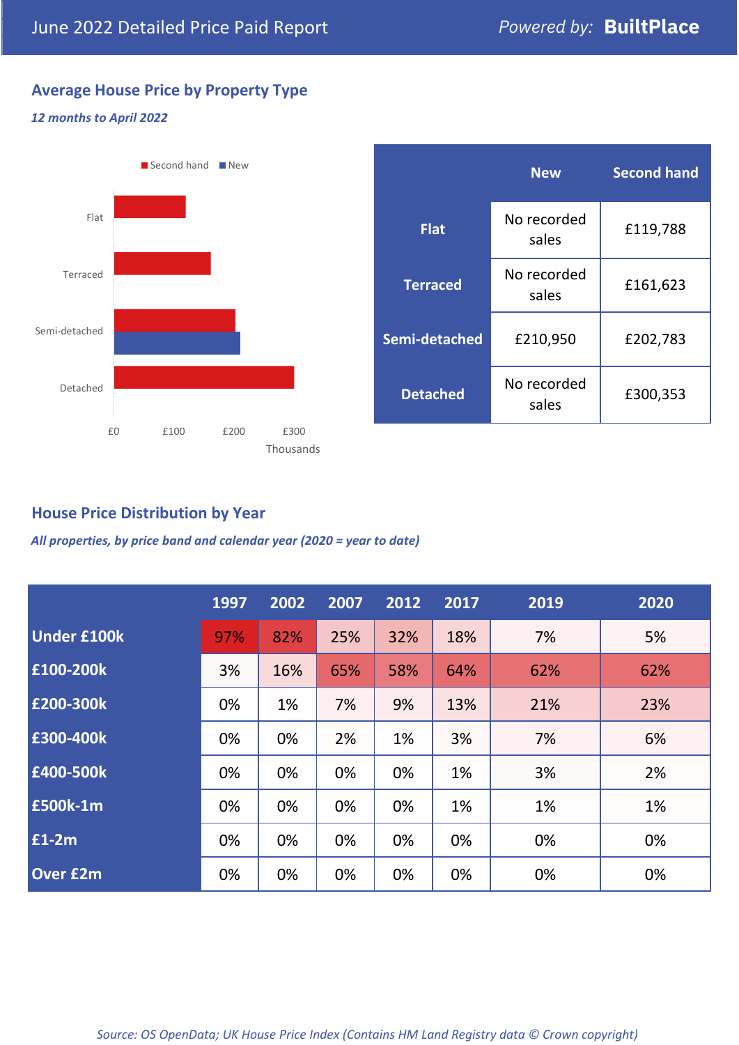# June 2022 Detailed Price Paid Report

Powered by: **BuiltPlace**

## Average House Price by Property Type

*12 months to April 2022*

| | New | Second hand |
|---|---|---|
| **Flat** | No recorded sales | £119,788 |
| **Terraced** | No recorded sales | £161,623 |
| **Semi-detached** | £210,950 | £202,783 |
| **Detached** | No recorded sales | £300,353 |

## House Price Distribution by Year

*All properties, by price band and calendar year (2020 = year to date)*

| | 1997 | 2002 | 2007 | 2012 | 2017 | 2019 | 2020 |
|---|---|---|---|---|---|---|---|
| **Under £100k** | 97% | 82% | 25% | 32% | 18% | 7% | 5% |
| **£100-200k** | 3% | 16% | 65% | 58% | 64% | 62% | 62% |
| **£200-300k** | 0% | 1% | 7% | 9% | 13% | 21% | 23% |
| **£300-400k** | 0% | 0% | 2% | 1% | 3% | 7% | 6% |
| **£400-500k** | 0% | 0% | 0% | 0% | 1% | 3% | 2% |
| **£500k-1m** | 0% | 0% | 0% | 0% | 1% | 1% | 1% |
| **£1-2m** | 0% | 0% | 0% | 0% | 0% | 0% | 0% |
| **Over £2m** | 0% | 0% | 0% | 0% | 0% | 0% | 0% |

*Source: OS OpenData; UK House Price Index (Contains HM Land Registry data © Crown copyright)*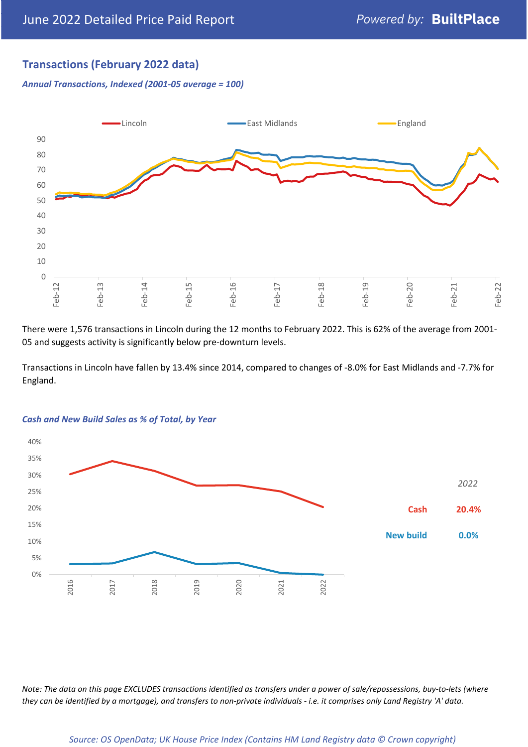## Transactions (February 2022 data)

*Annual Transactions, Indexed (2001-05 average = 100)*

There were 1,576 transactions in Lincoln during the 12 months to February 2022. This is 62% of the average from 2001-05 and suggests activity is significantly below pre-downturn levels.

Transactions in Lincoln have fallen by 13.4% since 2014, compared to changes of -8.0% for East Midlands and -7.7% for England.

*Cash and New Build Sales as % of Total, by Year*

*2022*

| | |
|---|---|
| Cash | 20.4% |
| New build | 0.0% |

*Note: The data on this page EXCLUDES transactions identified as transfers under a power of sale/repossessions, buy-to-lets (where they can be identified by a mortgage), and transfers to non-private individuals - i.e. it comprises only Land Registry 'A' data.*

*Source: OS OpenData; UK House Price Index (Contains HM Land Registry data © Crown copyright)*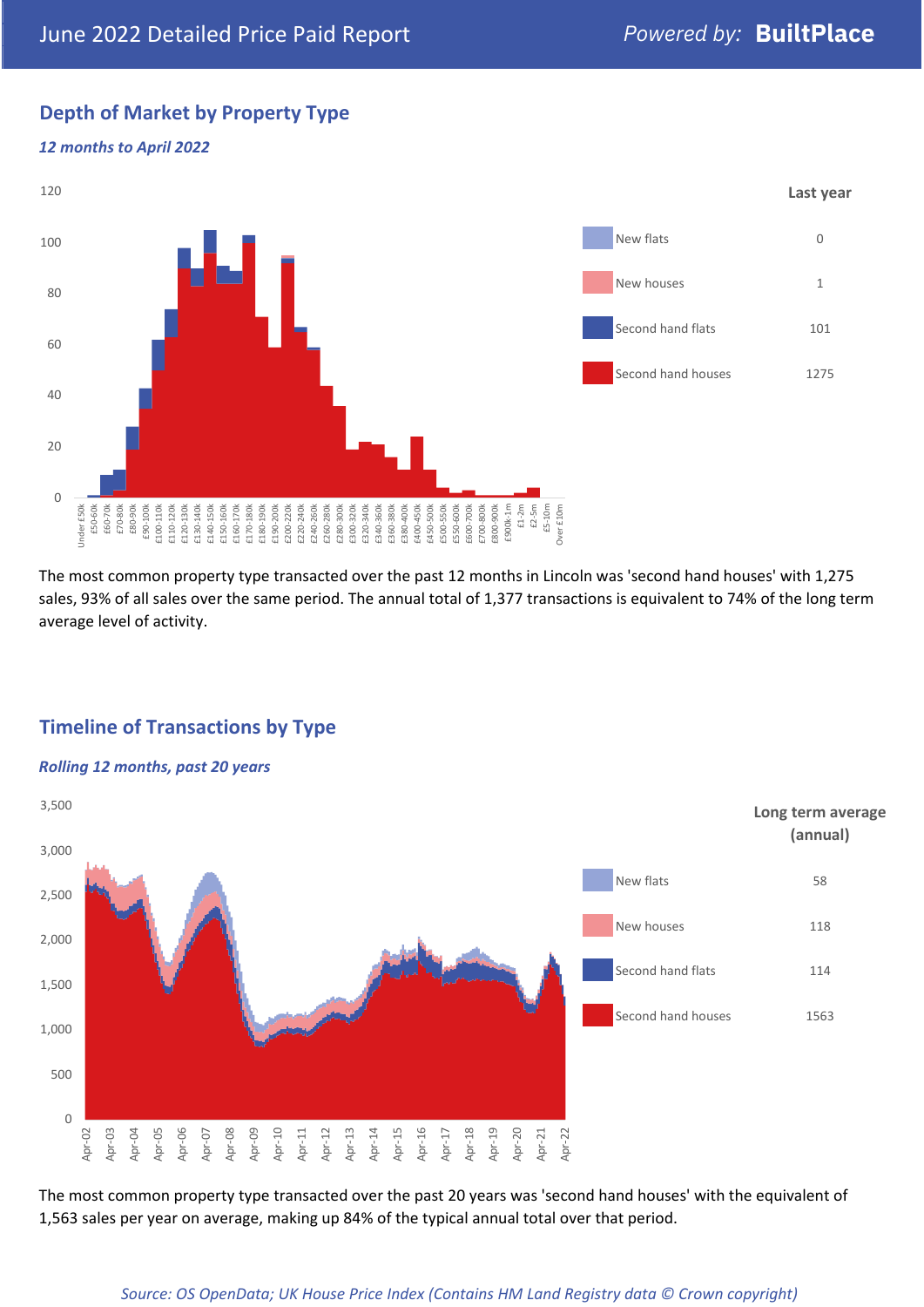June 2022 Detailed Price Paid Report

Powered by: **BuiltPlace**

## Depth of Market by Property Type

*12 months to April 2022*

120
100
80
60
40
20
0

Under £50k, £50-60k, £60-70k, £70-80k, £80-90k, £90-100k, £100-110k, £110-120k, £120-130k, £130-140k, £140-150k, £150-160k, £160-170k, £170-180k, £180-190k, £190-200k, £200-220k, £220-240k, £240-260k, £260-280k, £280-300k, £300-320k, £320-340k, £340-360k, £360-380k, £380-400k, £400-450k, £450-500k, £500-550k, £550-600k, £600-700k, £700-800k, £800-900k, £900k-1m, £1-2m, £2-5m, £5-10m, Over £10m

**Last year**

New flats 0
New houses 1
Second hand flats 101
Second hand houses 1275

The most common property type transacted over the past 12 months in Lincoln was 'second hand houses' with 1,275 sales, 93% of all sales over the same period. The annual total of 1,377 transactions is equivalent to 74% of the long term average level of activity.

## Timeline of Transactions by Type

*Rolling 12 months, past 20 years*

3,500
3,000
2,500
2,000
1,500
1,000
500
0

Apr-02, Apr-03, Apr-04, Apr-05, Apr-06, Apr-07, Apr-08, Apr-09, Apr-10, Apr-11, Apr-12, Apr-13, Apr-14, Apr-15, Apr-16, Apr-17, Apr-18, Apr-19, Apr-20, Apr-21, Apr-22

**Long term average (annual)**

New flats 58
New houses 118
Second hand flats 114
Second hand houses 1563

The most common property type transacted over the past 20 years was 'second hand houses' with the equivalent of 1,563 sales per year on average, making up 84% of the typical annual total over that period.

*Source: OS OpenData; UK House Price Index (Contains HM Land Registry data © Crown copyright)*